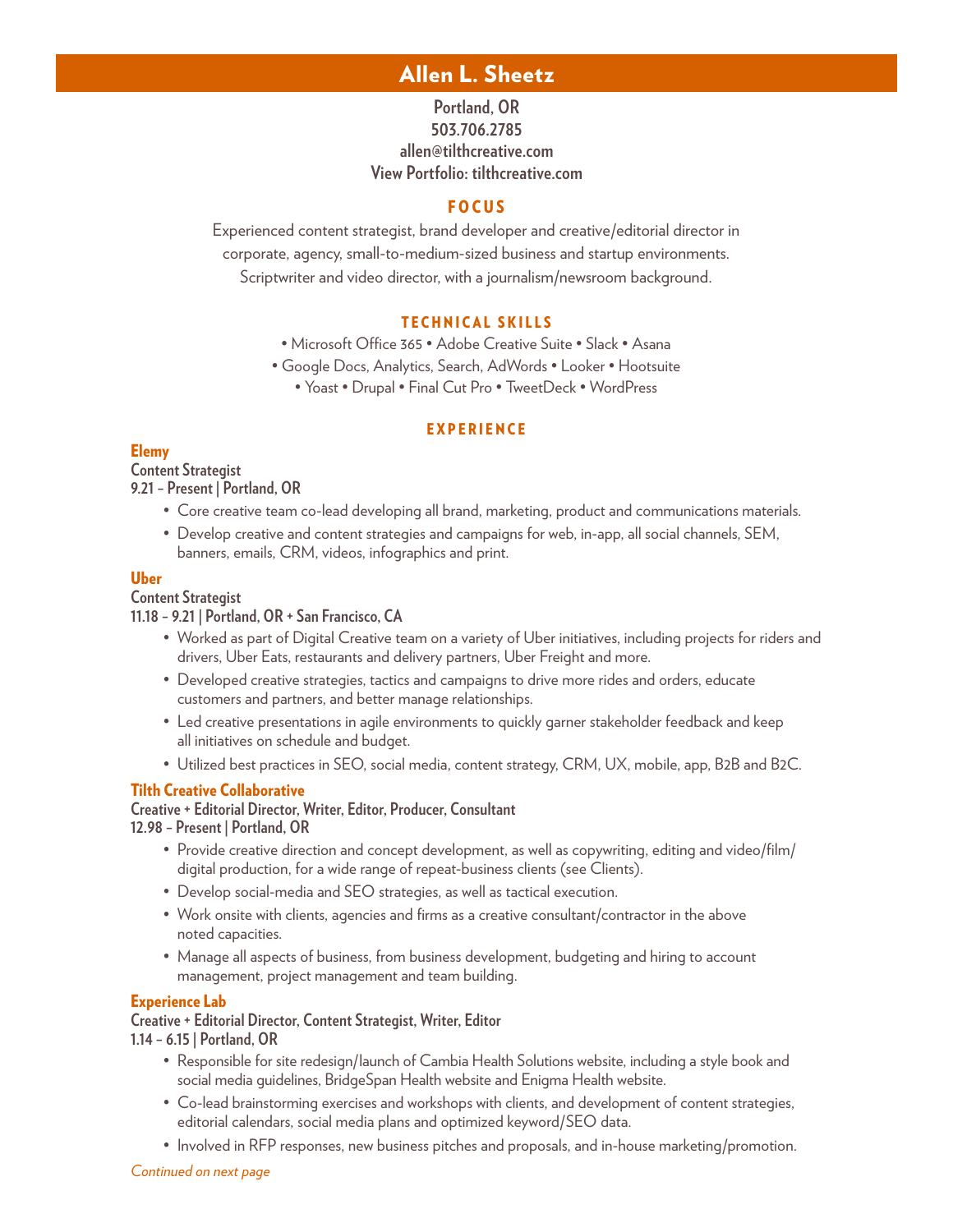# Allen L. Sheetz

**Portland, OR**
**503.706.2785**
**allen@tilthcreative.com**
**View Portfolio: tilthcreative.com**

## FOCUS

Experienced content strategist, brand developer and creative/editorial director in corporate, agency, small-to-medium-sized business and startup environments. Scriptwriter and video director, with a journalism/newsroom background.

## TECHNICAL SKILLS

• Microsoft Office 365 • Adobe Creative Suite • Slack • Asana
• Google Docs, Analytics, Search, AdWords • Looker • Hootsuite
• Yoast • Drupal • Final Cut Pro • TweetDeck • WordPress

## EXPERIENCE

### Elemy
**Content Strategist**
**9.21 – Present | Portland, OR**

- Core creative team co-lead developing all brand, marketing, product and communications materials.
- Develop creative and content strategies and campaigns for web, in-app, all social channels, SEM, banners, emails, CRM, videos, infographics and print.

### Uber
**Content Strategist**
**11.18 – 9.21 | Portland, OR + San Francisco, CA**

- Worked as part of Digital Creative team on a variety of Uber initiatives, including projects for riders and drivers, Uber Eats, restaurants and delivery partners, Uber Freight and more.
- Developed creative strategies, tactics and campaigns to drive more rides and orders, educate customers and partners, and better manage relationships.
- Led creative presentations in agile environments to quickly garner stakeholder feedback and keep all initiatives on schedule and budget.
- Utilized best practices in SEO, social media, content strategy, CRM, UX, mobile, app, B2B and B2C.

### Tilth Creative Collaborative
**Creative + Editorial Director, Writer, Editor, Producer, Consultant**
**12.98 – Present | Portland, OR**

- Provide creative direction and concept development, as well as copywriting, editing and video/film/digital production, for a wide range of repeat-business clients (see Clients).
- Develop social-media and SEO strategies, as well as tactical execution.
- Work onsite with clients, agencies and firms as a creative consultant/contractor in the above noted capacities.
- Manage all aspects of business, from business development, budgeting and hiring to account management, project management and team building.

### Experience Lab
**Creative + Editorial Director, Content Strategist, Writer, Editor**
**1.14 – 6.15 | Portland, OR**

- Responsible for site redesign/launch of Cambia Health Solutions website, including a style book and social media guidelines, BridgeSpan Health website and Enigma Health website.
- Co-lead brainstorming exercises and workshops with clients, and development of content strategies, editorial calendars, social media plans and optimized keyword/SEO data.
- Involved in RFP responses, new business pitches and proposals, and in-house marketing/promotion.

*Continued on next page*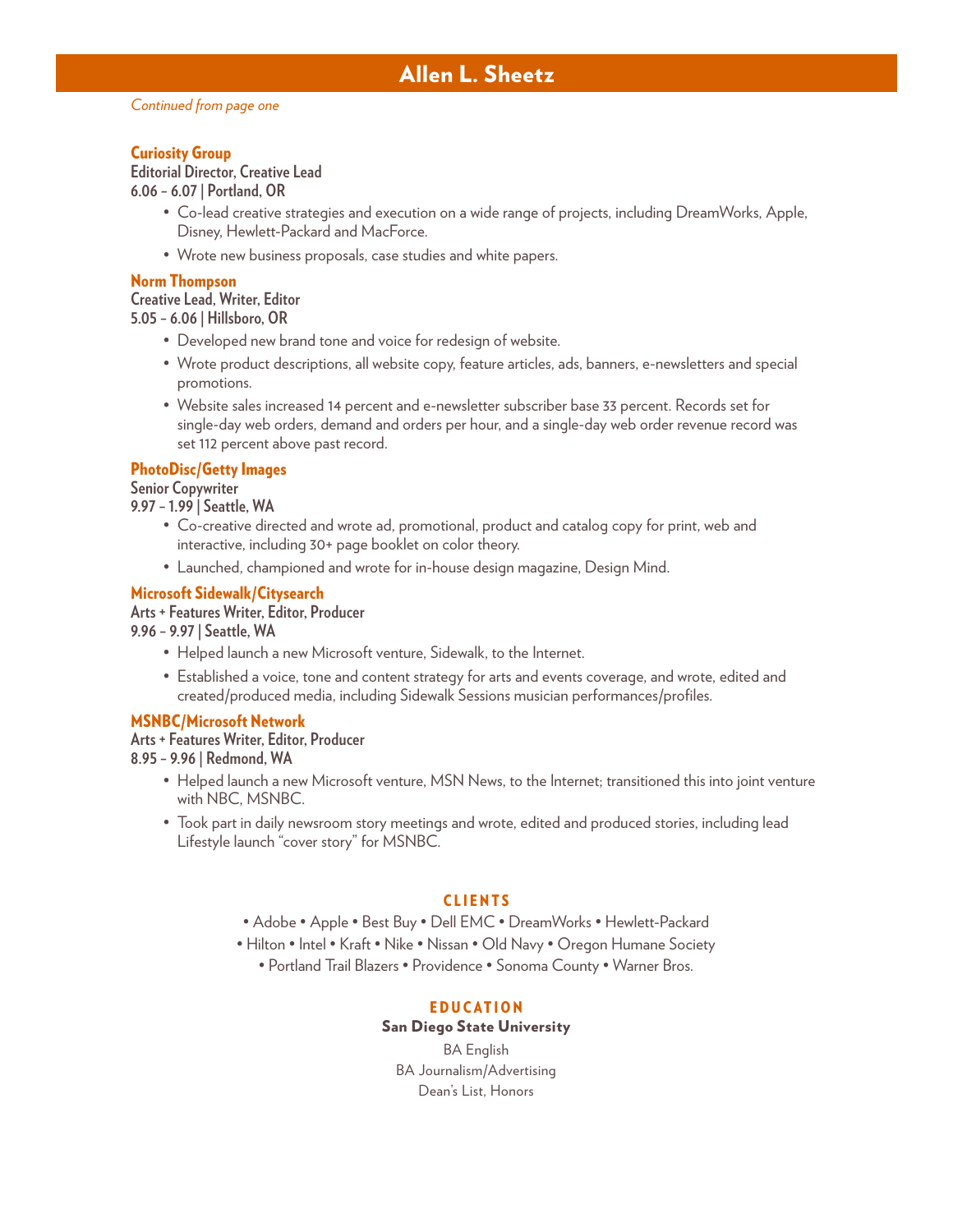# Allen L. Sheetz

*Continued from page one*

### Curiosity Group

**Editorial Director, Creative Lead**
**6.06 – 6.07 | Portland, OR**

- Co-lead creative strategies and execution on a wide range of projects, including DreamWorks, Apple, Disney, Hewlett-Packard and MacForce.
- Wrote new business proposals, case studies and white papers.

### Norm Thompson

**Creative Lead, Writer, Editor**
**5.05 – 6.06 | Hillsboro, OR**

- Developed new brand tone and voice for redesign of website.
- Wrote product descriptions, all website copy, feature articles, ads, banners, e-newsletters and special promotions.
- Website sales increased 14 percent and e-newsletter subscriber base 33 percent. Records set for single-day web orders, demand and orders per hour, and a single-day web order revenue record was set 112 percent above past record.

### PhotoDisc/Getty Images

**Senior Copywriter**
**9.97 – 1.99 | Seattle, WA**

- Co-creative directed and wrote ad, promotional, product and catalog copy for print, web and interactive, including 30+ page booklet on color theory.
- Launched, championed and wrote for in-house design magazine, Design Mind.

### Microsoft Sidewalk/Citysearch

**Arts + Features Writer, Editor, Producer**
**9.96 – 9.97 | Seattle, WA**

- Helped launch a new Microsoft venture, Sidewalk, to the Internet.
- Established a voice, tone and content strategy for arts and events coverage, and wrote, edited and created/produced media, including Sidewalk Sessions musician performances/profiles.

### MSNBC/Microsoft Network

**Arts + Features Writer, Editor, Producer**
**8.95 – 9.96 | Redmond, WA**

- Helped launch a new Microsoft venture, MSN News, to the Internet; transitioned this into joint venture with NBC, MSNBC.
- Took part in daily newsroom story meetings and wrote, edited and produced stories, including lead Lifestyle launch "cover story" for MSNBC.

## CLIENTS

• Adobe • Apple • Best Buy • Dell EMC • DreamWorks • Hewlett-Packard
• Hilton • Intel • Kraft • Nike • Nissan • Old Navy • Oregon Humane Society
• Portland Trail Blazers • Providence • Sonoma County • Warner Bros.

## EDUCATION

**San Diego State University**

BA English
BA Journalism/Advertising
Dean's List, Honors